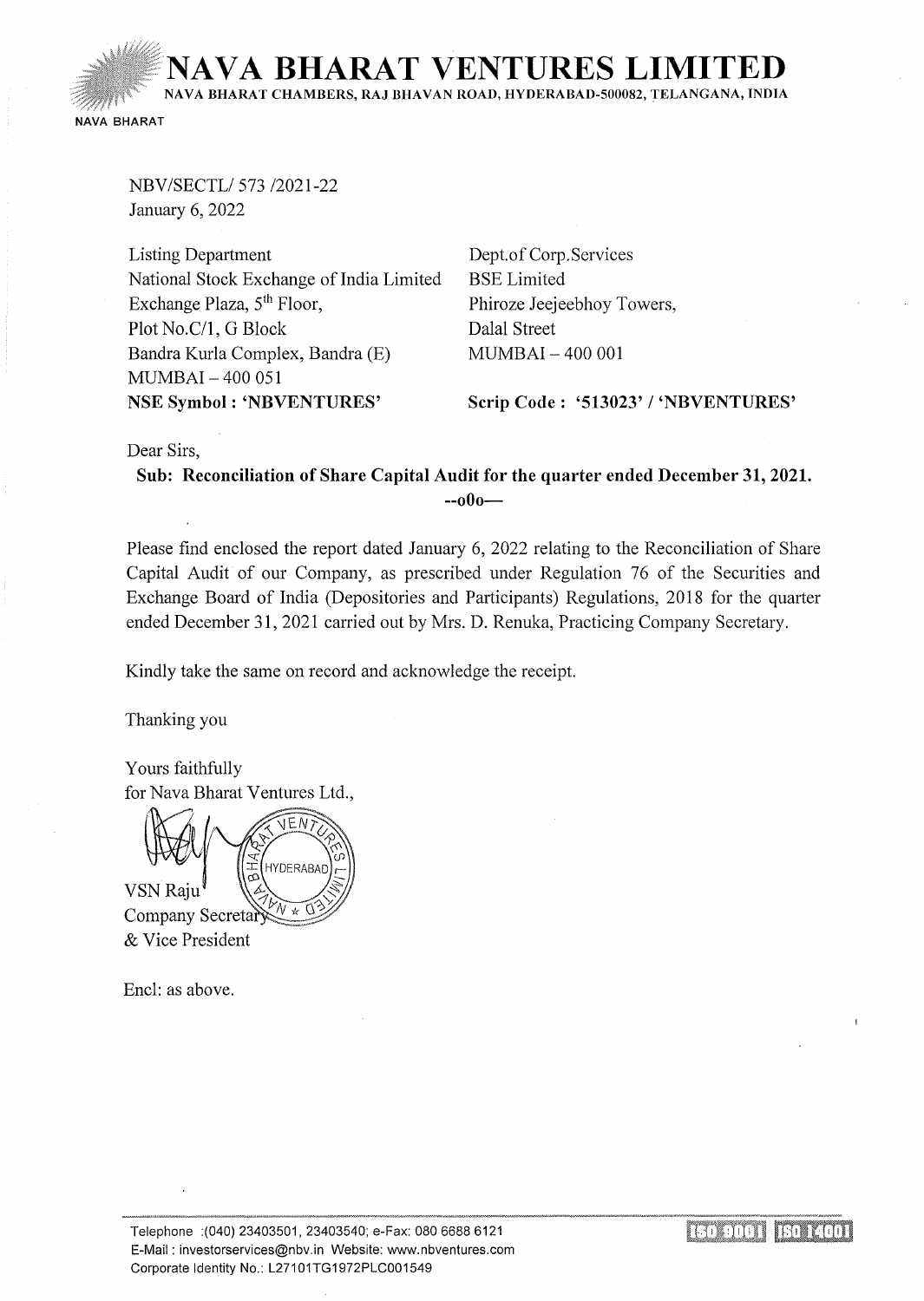# NAVA BHARAT VENTURES LIMITED

NAVA BHARAT CHAMBERS, RAJ BHAVAN ROAD, HYDERABAD-500082, TELANGANA, INDIA

NAVA BHARAT

NBV/SECTL/ 573 /2021-22
January 6, 2022

Listing Department
National Stock Exchange of India Limited
Exchange Plaza, 5th Floor,
Plot No.C/1, G Block
Bandra Kurla Complex, Bandra (E)
MUMBAI – 400 051
**NSE Symbol : 'NBVENTURES'**

Dept.of Corp.Services
BSE Limited
Phiroze Jeejeebhoy Towers,
Dalal Street
MUMBAI – 400 001
**Scrip Code : '513023' / 'NBVENTURES'**

Dear Sirs,

**Sub: Reconciliation of Share Capital Audit for the quarter ended December 31, 2021.**
**--o0o—**

Please find enclosed the report dated January 6, 2022 relating to the Reconciliation of Share Capital Audit of our Company, as prescribed under Regulation 76 of the Securities and Exchange Board of India (Depositories and Participants) Regulations, 2018 for the quarter ended December 31, 2021 carried out by Mrs. D. Renuka, Practicing Company Secretary.

Kindly take the same on record and acknowledge the receipt.

Thanking you

Yours faithfully
for Nava Bharat Ventures Ltd.,

VSN Raju
Company Secretary
& Vice President

Encl: as above.

Telephone :(040) 23403501, 23403540; e-Fax: 080 6688 6121
E-Mail : investorservices@nbv.in Website: www.nbventures.com
Corporate Identity No.: L27101TG1972PLC001549

ISO 9001 ISO 14001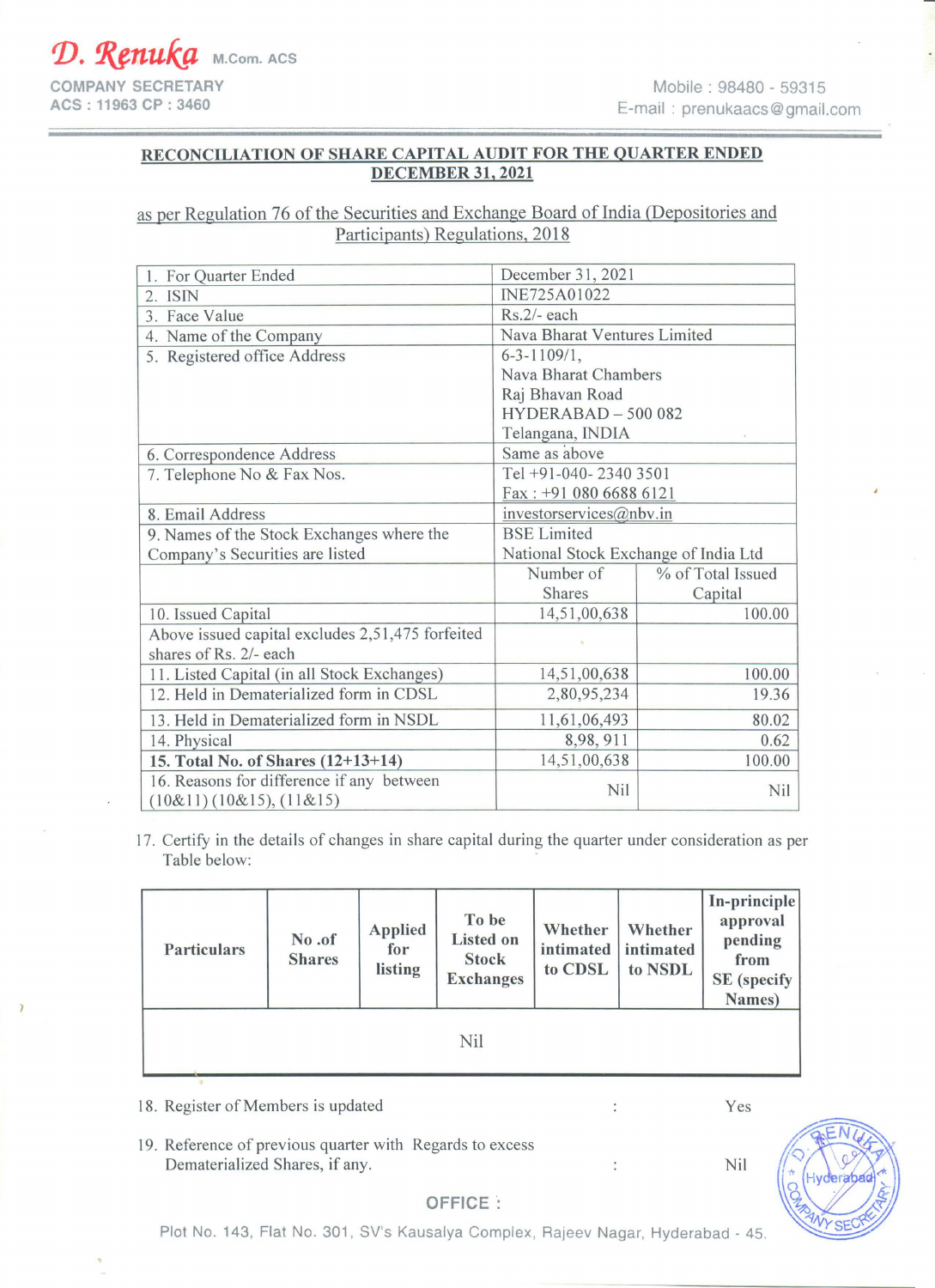D. Renuka M.Com. ACS

COMPANY SECRETARY
ACS : 11963 CP : 3460

Mobile : 98480 - 59315
E-mail : prenukaacs@gmail.com

## RECONCILIATION OF SHARE CAPITAL AUDIT FOR THE QUARTER ENDED DECEMBER 31, 2021

as per Regulation 76 of the Securities and Exchange Board of India (Depositories and Participants) Regulations, 2018

| | | |
|---|---|---|
| 1. For Quarter Ended | December 31, 2021 | |
| 2. ISIN | INE725A01022 | |
| 3. Face Value | Rs.2/- each | |
| 4. Name of the Company | Nava Bharat Ventures Limited | |
| 5. Registered office Address | 6-3-1109/1, Nava Bharat Chambers Raj Bhavan Road HYDERABAD – 500 082 Telangana, INDIA | |
| 6. Correspondence Address | Same as above | |
| 7. Telephone No & Fax Nos. | Tel +91-040- 2340 3501 Fax : +91 080 6688 6121 | |
| 8. Email Address | investorservices@nbv.in | |
| 9. Names of the Stock Exchanges where the Company's Securities are listed | BSE Limited National Stock Exchange of India Ltd | |
| | Number of Shares | % of Total Issued Capital |
| 10. Issued Capital | 14,51,00,638 | 100.00 |
| Above issued capital excludes 2,51,475 forfeited shares of Rs. 2/- each | | |
| 11. Listed Capital (in all Stock Exchanges) | 14,51,00,638 | 100.00 |
| 12. Held in Dematerialized form in CDSL | 2,80,95,234 | 19.36 |
| 13. Held in Dematerialized form in NSDL | 11,61,06,493 | 80.02 |
| 14. Physical | 8,98, 911 | 0.62 |
| **15. Total No. of Shares (12+13+14)** | 14,51,00,638 | 100.00 |
| 16. Reasons for difference if any between (10&11) (10&15), (11&15) | Nil | Nil |

17. Certify in the details of changes in share capital during the quarter under consideration as per Table below:

| Particulars | No .of Shares | Applied for listing | To be Listed on Stock Exchanges | Whether intimated to CDSL | Whether intimated to NSDL | In-principle approval pending from SE (specify Names) |
|---|---|---|---|---|---|---|
| Nil | | | | | | |

18. Register of Members is updated : Yes

19. Reference of previous quarter with Regards to excess Dematerialized Shares, if any. : Nil

OFFICE : Plot No. 143, Flat No. 301, SV's Kausalya Complex, Rajeev Nagar, Hyderabad - 45.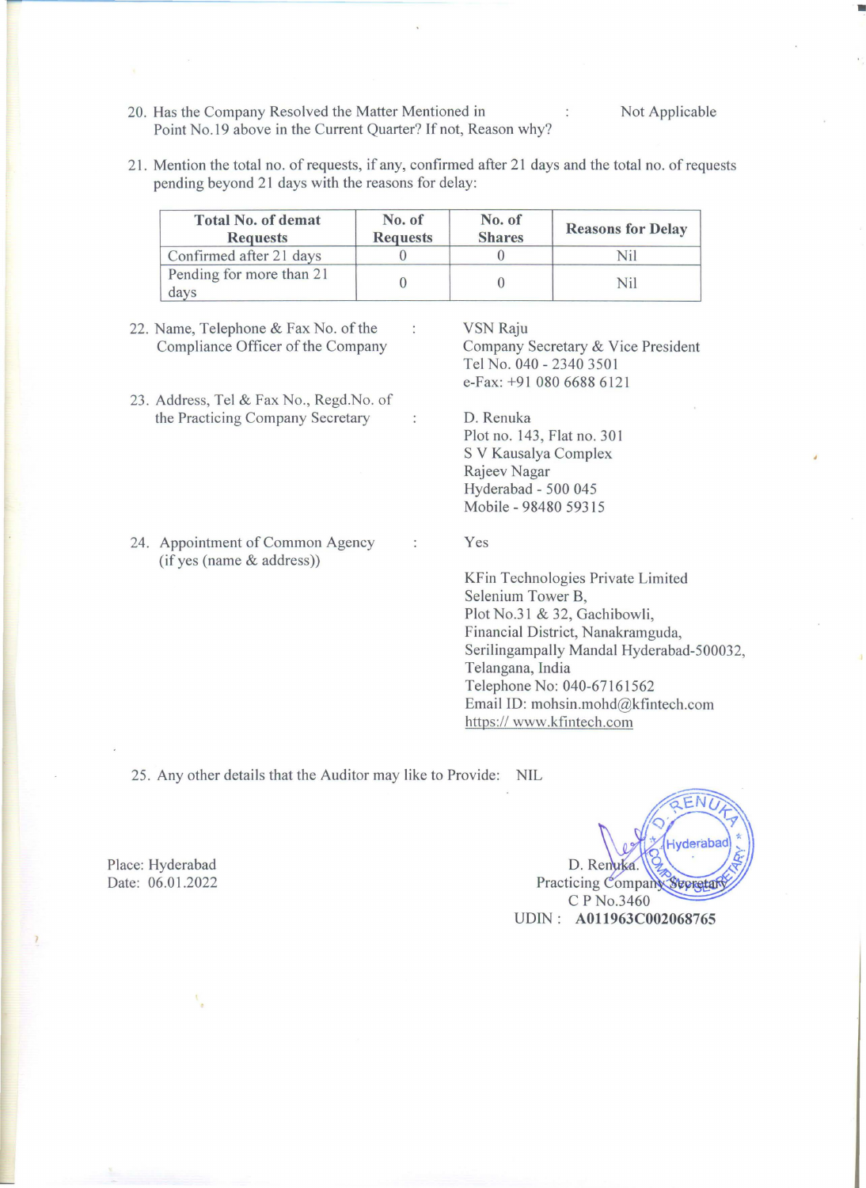20. Has the Company Resolved the Matter Mentioned in Point No.19 above in the Current Quarter? If not, Reason why? : Not Applicable

21. Mention the total no. of requests, if any, confirmed after 21 days and the total no. of requests pending beyond 21 days with the reasons for delay:

| Total No. of demat Requests | No. of Requests | No. of Shares | Reasons for Delay |
|---|---|---|---|
| Confirmed after 21 days | 0 | 0 | Nil |
| Pending for more than 21 days | 0 | 0 | Nil |

22. Name, Telephone & Fax No. of the Compliance Officer of the Company :

    VSN Raju
    Company Secretary & Vice President
    Tel No. 040 - 2340 3501
    e-Fax: +91 080 6688 6121

23. Address, Tel & Fax No., Regd.No. of the Practicing Company Secretary :

    D. Renuka
    Plot no. 143, Flat no. 301
    S V Kausalya Complex
    Rajeev Nagar
    Hyderabad - 500 045
    Mobile - 98480 59315

24. Appointment of Common Agency (if yes (name & address)) : Yes

    KFin Technologies Private Limited
    Selenium Tower B,
    Plot No.31 & 32, Gachibowli,
    Financial District, Nanakramguda,
    Serilingampally Mandal Hyderabad-500032,
    Telangana, India
    Telephone No: 040-67161562
    Email ID: mohsin.mohd@kfintech.com
    https:// www.kfintech.com

25. Any other details that the Auditor may like to Provide: NIL

Place: Hyderabad
Date: 06.01.2022

D. Renuka.
Practicing Company Secretary
C P No.3460
UDIN : **A011963C002068765**